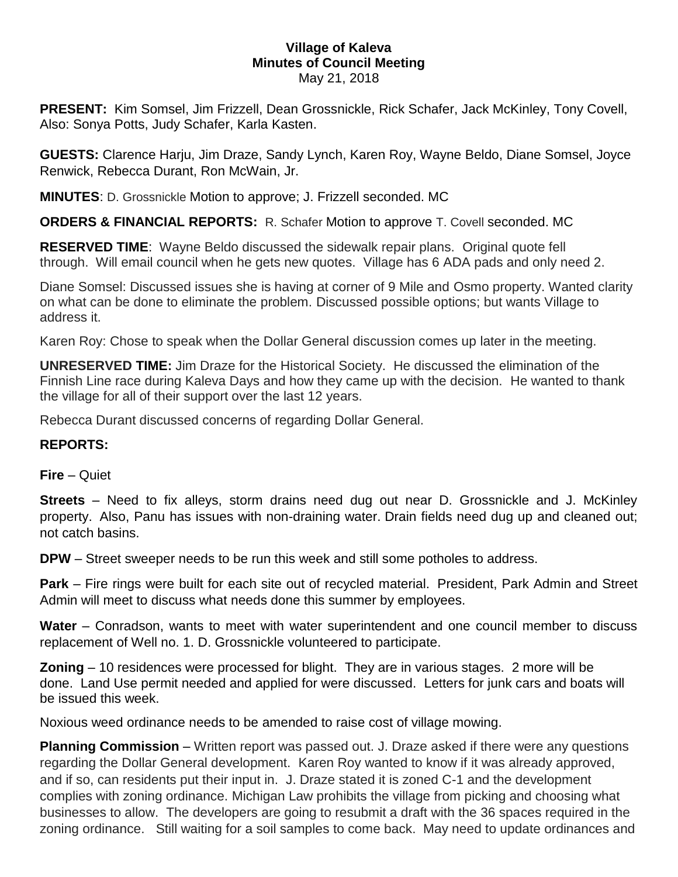**Village of Kaleva**
**Minutes of Council Meeting**
May 21, 2018

**PRESENT:** Kim Somsel, Jim Frizzell, Dean Grossnickle, Rick Schafer, Jack McKinley, Tony Covell, Also: Sonya Potts, Judy Schafer, Karla Kasten.

**GUESTS:** Clarence Harju, Jim Draze, Sandy Lynch, Karen Roy, Wayne Beldo, Diane Somsel, Joyce Renwick, Rebecca Durant, Ron McWain, Jr.

**MINUTES**: D. Grossnickle Motion to approve; J. Frizzell seconded. MC

**ORDERS & FINANCIAL REPORTS:** R. Schafer Motion to approve T. Covell seconded. MC

**RESERVED TIME**: Wayne Beldo discussed the sidewalk repair plans. Original quote fell through. Will email council when he gets new quotes. Village has 6 ADA pads and only need 2.

Diane Somsel: Discussed issues she is having at corner of 9 Mile and Osmo property. Wanted clarity on what can be done to eliminate the problem. Discussed possible options; but wants Village to address it.

Karen Roy: Chose to speak when the Dollar General discussion comes up later in the meeting.

**UNRESERVED TIME:** Jim Draze for the Historical Society. He discussed the elimination of the Finnish Line race during Kaleva Days and how they came up with the decision. He wanted to thank the village for all of their support over the last 12 years.

Rebecca Durant discussed concerns of regarding Dollar General.

**REPORTS:**

**Fire** – Quiet

**Streets** – Need to fix alleys, storm drains need dug out near D. Grossnickle and J. McKinley property. Also, Panu has issues with non-draining water. Drain fields need dug up and cleaned out; not catch basins.

**DPW** – Street sweeper needs to be run this week and still some potholes to address.

**Park** – Fire rings were built for each site out of recycled material. President, Park Admin and Street Admin will meet to discuss what needs done this summer by employees.

**Water** – Conradson, wants to meet with water superintendent and one council member to discuss replacement of Well no. 1. D. Grossnickle volunteered to participate.

**Zoning** – 10 residences were processed for blight. They are in various stages. 2 more will be done. Land Use permit needed and applied for were discussed. Letters for junk cars and boats will be issued this week.

Noxious weed ordinance needs to be amended to raise cost of village mowing.

**Planning Commission** – Written report was passed out. J. Draze asked if there were any questions regarding the Dollar General development. Karen Roy wanted to know if it was already approved, and if so, can residents put their input in. J. Draze stated it is zoned C-1 and the development complies with zoning ordinance. Michigan Law prohibits the village from picking and choosing what businesses to allow. The developers are going to resubmit a draft with the 36 spaces required in the zoning ordinance. Still waiting for a soil samples to come back. May need to update ordinances and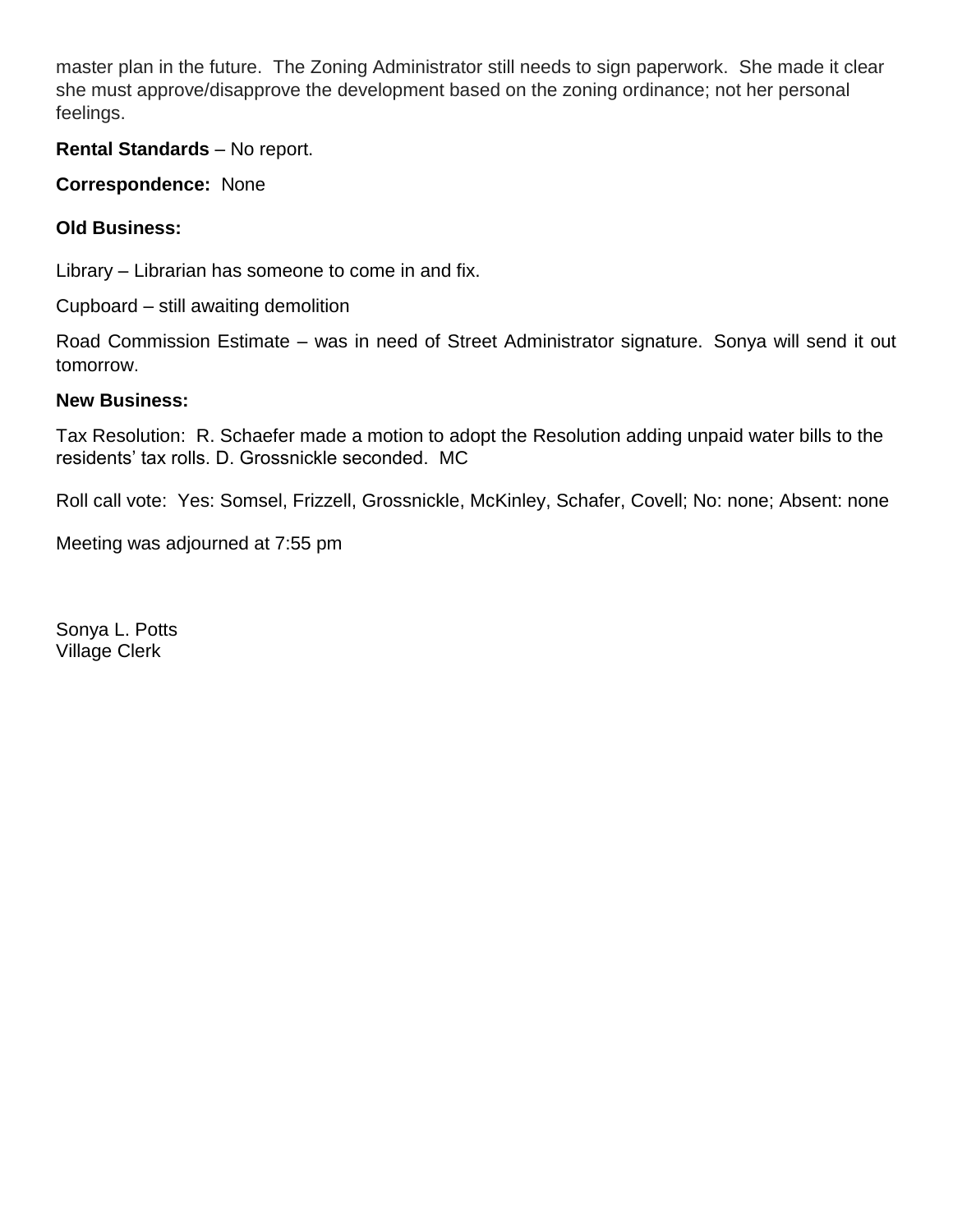master plan in the future. The Zoning Administrator still needs to sign paperwork. She made it clear she must approve/disapprove the development based on the zoning ordinance; not her personal feelings.

**Rental Standards** – No report.

**Correspondence:** None

**Old Business:**

Library – Librarian has someone to come in and fix.

Cupboard – still awaiting demolition

Road Commission Estimate – was in need of Street Administrator signature. Sonya will send it out tomorrow.

**New Business:**

Tax Resolution: R. Schaefer made a motion to adopt the Resolution adding unpaid water bills to the residents' tax rolls. D. Grossnickle seconded. MC

Roll call vote: Yes: Somsel, Frizzell, Grossnickle, McKinley, Schafer, Covell; No: none; Absent: none

Meeting was adjourned at 7:55 pm

Sonya L. Potts
Village Clerk